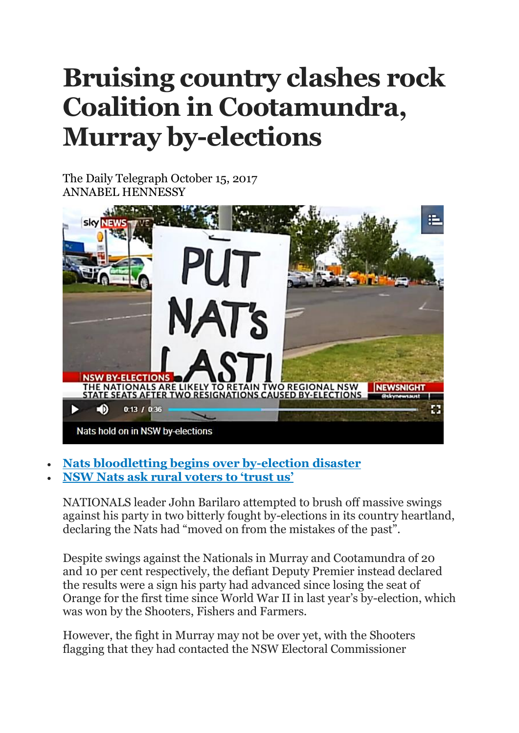# Bruising country clashes rock Coalition in Cootamundra, Murray by-elections

The Daily Telegraph October 15, 2017
ANNABEL HENNESSY

Nats hold on in NSW by-elections

- [Nats bloodletting begins over by-election disaster]
- [NSW Nats ask rural voters to 'trust us']

NATIONALS leader John Barilaro attempted to brush off massive swings against his party in two bitterly fought by-elections in its country heartland, declaring the Nats had "moved on from the mistakes of the past".

Despite swings against the Nationals in Murray and Cootamundra of 20 and 10 per cent respectively, the defiant Deputy Premier instead declared the results were a sign his party had advanced since losing the seat of Orange for the first time since World War II in last year's by-election, which was won by the Shooters, Fishers and Farmers.

However, the fight in Murray may not be over yet, with the Shooters flagging that they had contacted the NSW Electoral Commissioner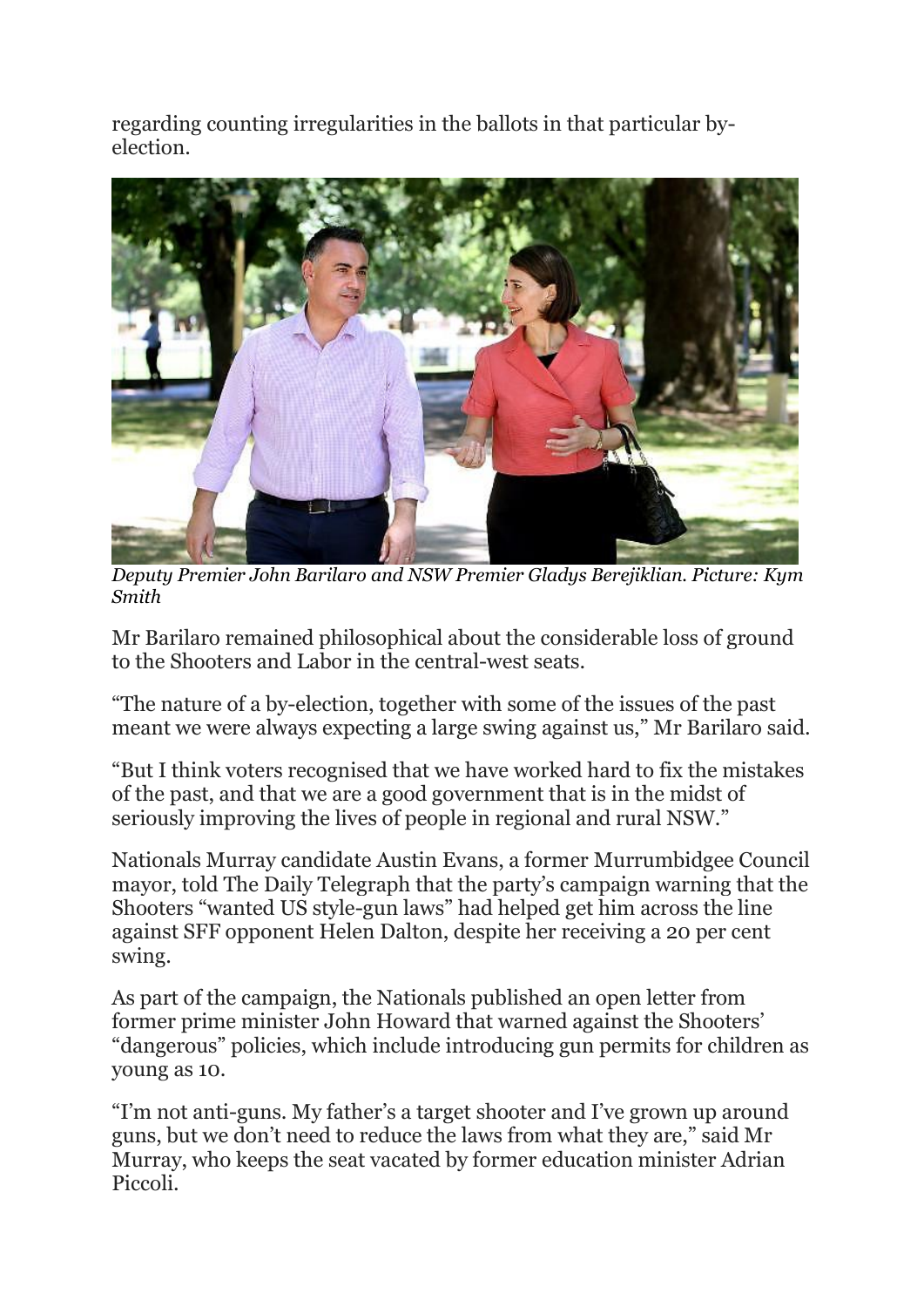regarding counting irregularities in the ballots in that particular by-election.

*Deputy Premier John Barilaro and NSW Premier Gladys Berejiklian. Picture: Kym Smith*

Mr Barilaro remained philosophical about the considerable loss of ground to the Shooters and Labor in the central-west seats.

“The nature of a by-election, together with some of the issues of the past meant we were always expecting a large swing against us,” Mr Barilaro said.

“But I think voters recognised that we have worked hard to fix the mistakes of the past, and that we are a good government that is in the midst of seriously improving the lives of people in regional and rural NSW.”

Nationals Murray candidate Austin Evans, a former Murrumbidgee Council mayor, told The Daily Telegraph that the party’s campaign warning that the Shooters “wanted US style-gun laws” had helped get him across the line against SFF opponent Helen Dalton, despite her receiving a 20 per cent swing.

As part of the campaign, the Nationals published an open letter from former prime minister John Howard that warned against the Shooters’ “dangerous” policies, which include introducing gun permits for children as young as 10.

“I’m not anti-guns. My father’s a target shooter and I’ve grown up around guns, but we don’t need to reduce the laws from what they are,” said Mr Murray, who keeps the seat vacated by former education minister Adrian Piccoli.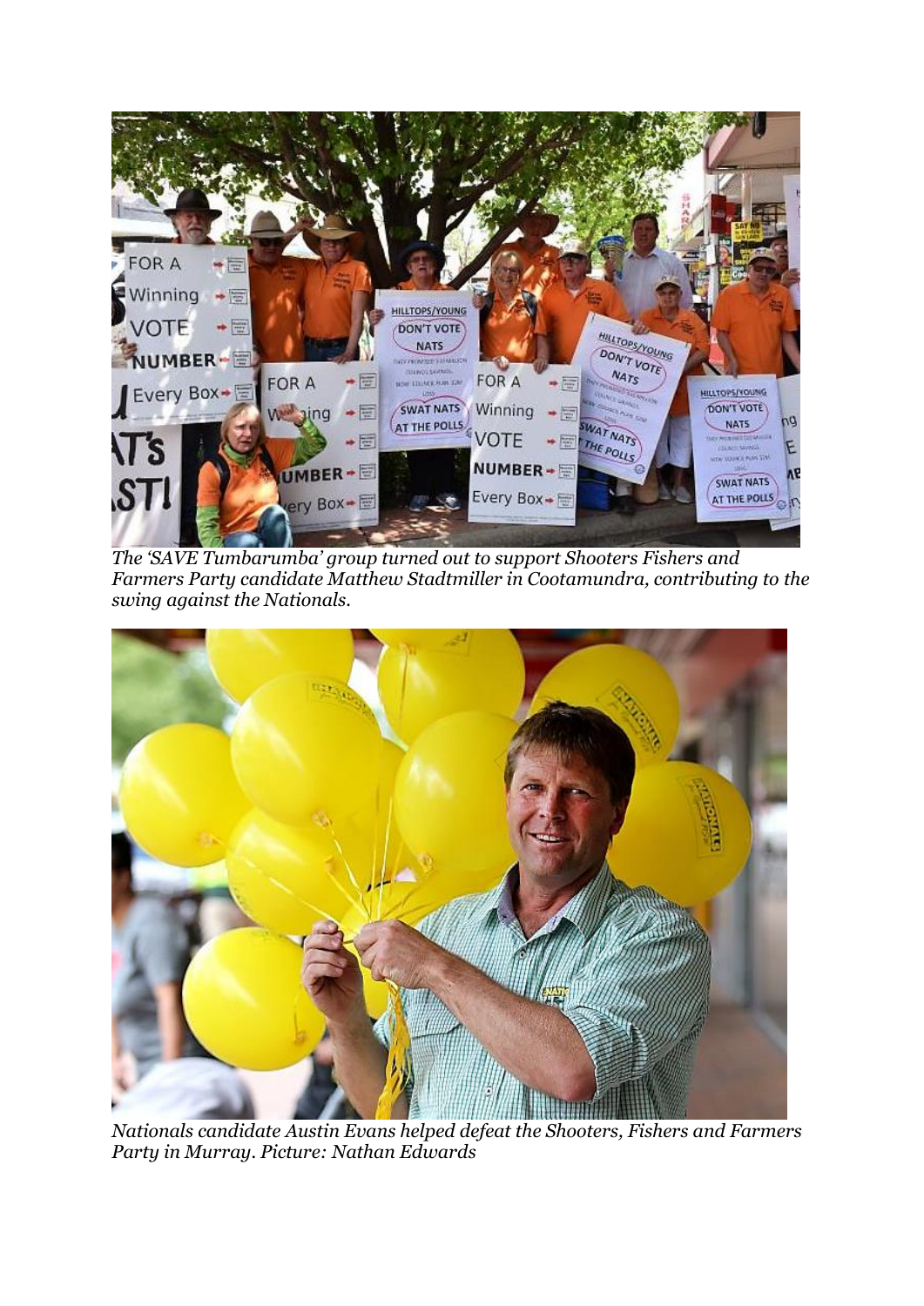*The 'SAVE Tumbarumba' group turned out to support Shooters Fishers and Farmers Party candidate Matthew Stadtmiller in Cootamundra, contributing to the swing against the Nationals.*

*Nationals candidate Austin Evans helped defeat the Shooters, Fishers and Farmers Party in Murray. Picture: Nathan Edwards*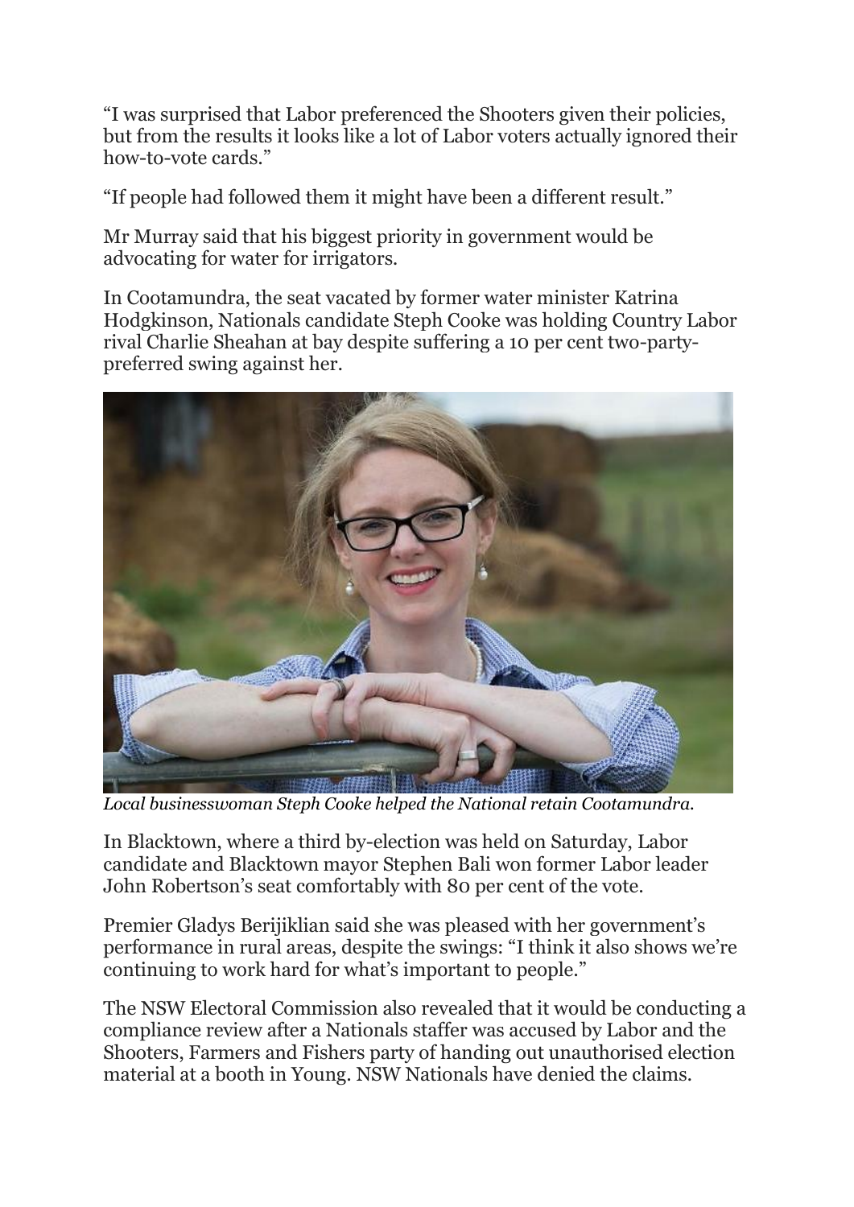"I was surprised that Labor preferenced the Shooters given their policies, but from the results it looks like a lot of Labor voters actually ignored their how-to-vote cards."

"If people had followed them it might have been a different result."

Mr Murray said that his biggest priority in government would be advocating for water for irrigators.

In Cootamundra, the seat vacated by former water minister Katrina Hodgkinson, Nationals candidate Steph Cooke was holding Country Labor rival Charlie Sheahan at bay despite suffering a 10 per cent two-party-preferred swing against her.

*Local businesswoman Steph Cooke helped the National retain Cootamundra.*

In Blacktown, where a third by-election was held on Saturday, Labor candidate and Blacktown mayor Stephen Bali won former Labor leader John Robertson's seat comfortably with 80 per cent of the vote.

Premier Gladys Berijiklian said she was pleased with her government's performance in rural areas, despite the swings: "I think it also shows we're continuing to work hard for what's important to people."

The NSW Electoral Commission also revealed that it would be conducting a compliance review after a Nationals staffer was accused by Labor and the Shooters, Farmers and Fishers party of handing out unauthorised election material at a booth in Young. NSW Nationals have denied the claims.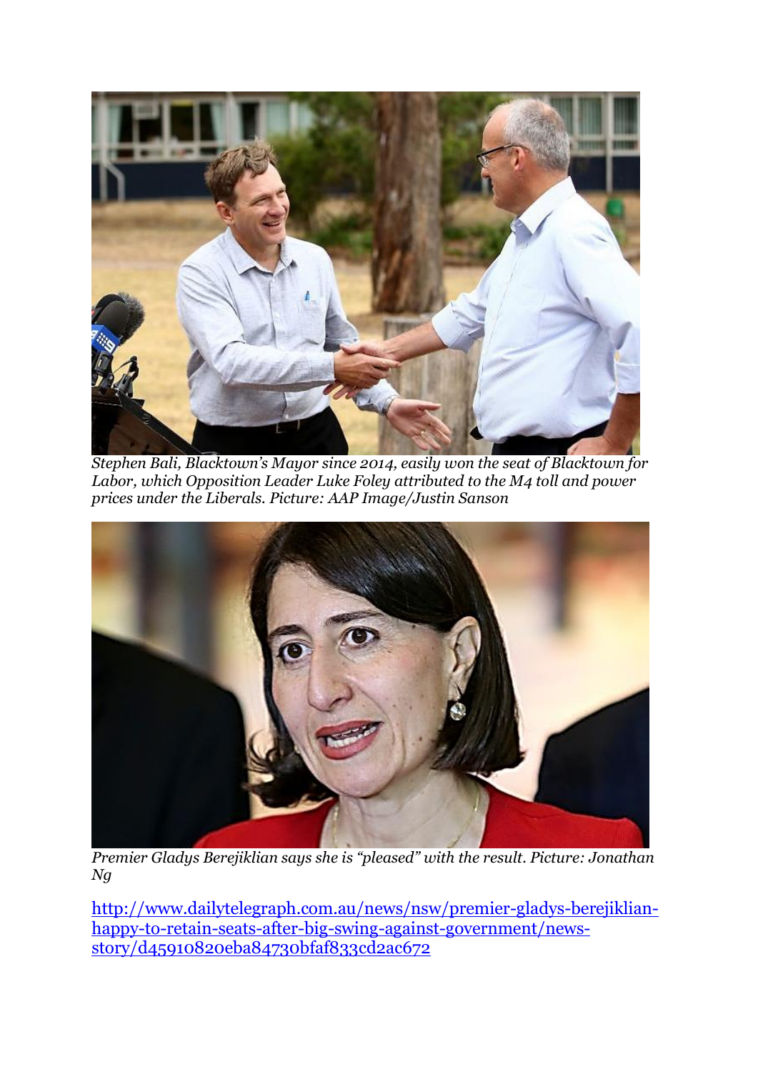*Stephen Bali, Blacktown's Mayor since 2014, easily won the seat of Blacktown for Labor, which Opposition Leader Luke Foley attributed to the M4 toll and power prices under the Liberals. Picture: AAP Image/Justin Sanson*

*Premier Gladys Berejiklian says she is "pleased" with the result. Picture: Jonathan Ng*

[http://www.dailytelegraph.com.au/news/nsw/premier-gladys-berejiklian-happy-to-retain-seats-after-big-swing-against-government/news-story/d45910820eba84730bfaf833cd2ac672](http://www.dailytelegraph.com.au/news/nsw/premier-gladys-berejiklian-happy-to-retain-seats-after-big-swing-against-government/news-story/d45910820eba84730bfaf833cd2ac672)